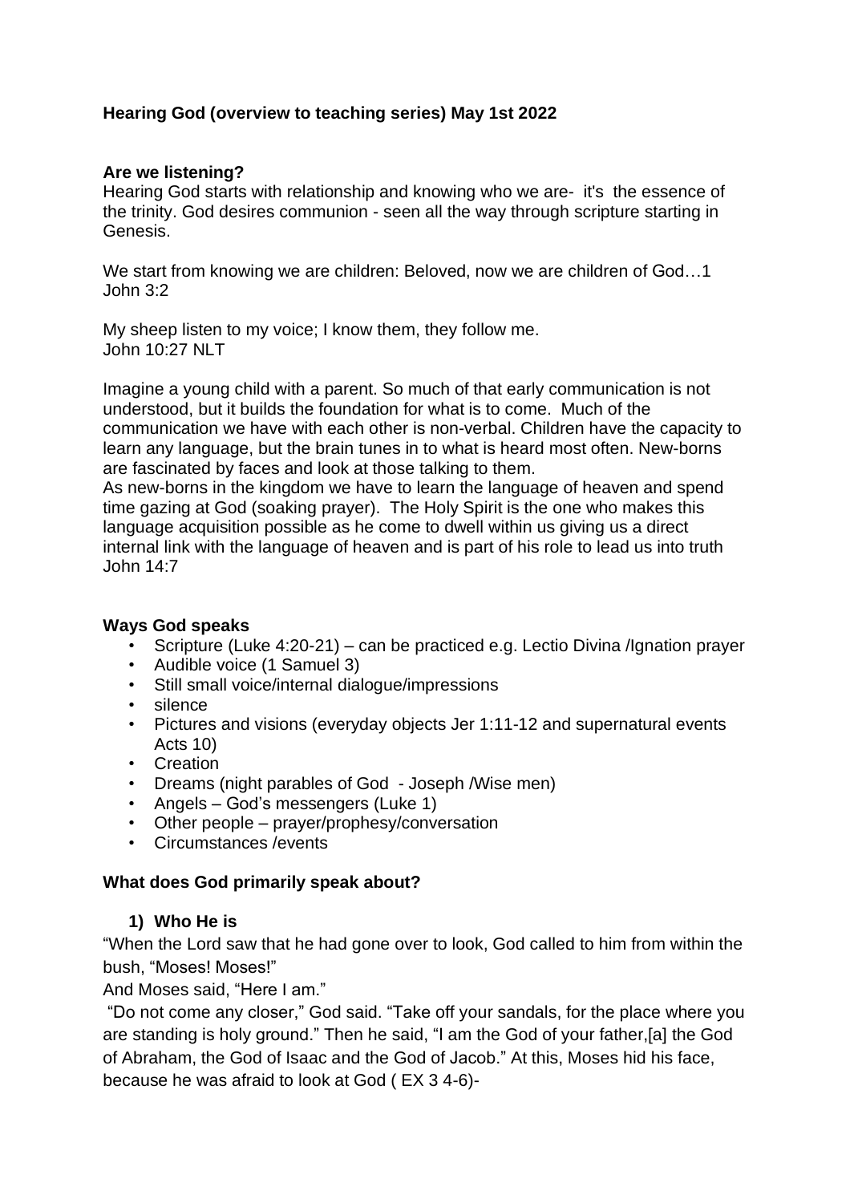**Hearing God (overview to teaching series) May 1st 2022**

**Are we listening?**

Hearing God starts with relationship and knowing who we are- it's the essence of the trinity. God desires communion - seen all the way through scripture starting in Genesis.

We start from knowing we are children: Beloved, now we are children of God…1 John 3:2

My sheep listen to my voice; I know them, they follow me.
John 10:27 NLT

Imagine a young child with a parent. So much of that early communication is not understood, but it builds the foundation for what is to come. Much of the communication we have with each other is non-verbal. Children have the capacity to learn any language, but the brain tunes in to what is heard most often. New-borns are fascinated by faces and look at those talking to them.
As new-borns in the kingdom we have to learn the language of heaven and spend time gazing at God (soaking prayer). The Holy Spirit is the one who makes this language acquisition possible as he come to dwell within us giving us a direct internal link with the language of heaven and is part of his role to lead us into truth John 14:7

**Ways God speaks**

- Scripture (Luke 4:20-21) – can be practiced e.g. Lectio Divina /Ignation prayer
- Audible voice (1 Samuel 3)
- Still small voice/internal dialogue/impressions
- silence
- Pictures and visions (everyday objects Jer 1:11-12 and supernatural events Acts 10)
- Creation
- Dreams (night parables of God - Joseph /Wise men)
- Angels – God's messengers (Luke 1)
- Other people – prayer/prophesy/conversation
- Circumstances /events

**What does God primarily speak about?**

1) **Who He is**

"When the Lord saw that he had gone over to look, God called to him from within the bush, "Moses! Moses!"
And Moses said, "Here I am."
"Do not come any closer," God said. "Take off your sandals, for the place where you are standing is holy ground." Then he said, "I am the God of your father,[a] the God of Abraham, the God of Isaac and the God of Jacob." At this, Moses hid his face, because he was afraid to look at God ( EX 3 4-6)-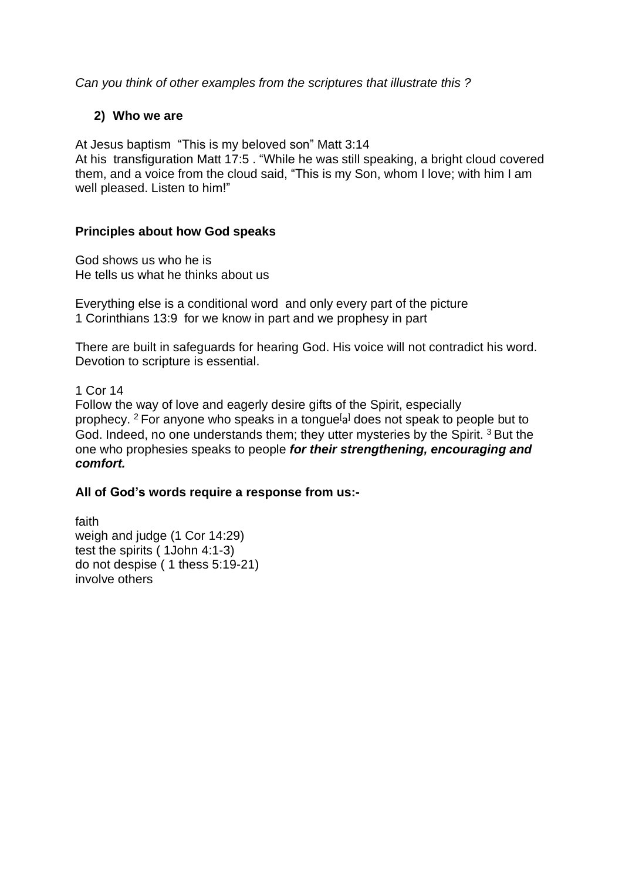*Can you think of other examples from the scriptures that illustrate this ?*

**2) Who we are**

At Jesus baptism "This is my beloved son" Matt 3:14
At his transfiguration Matt 17:5 . "While he was still speaking, a bright cloud covered them, and a voice from the cloud said, "This is my Son, whom I love; with him I am well pleased. Listen to him!"

**Principles about how God speaks**

God shows us who he is
He tells us what he thinks about us

Everything else is a conditional word and only every part of the picture
1 Corinthians 13:9 for we know in part and we prophesy in part

There are built in safeguards for hearing God. His voice will not contradict his word. Devotion to scripture is essential.

1 Cor 14
Follow the way of love and eagerly desire gifts of the Spirit, especially prophecy. [2] For anyone who speaks in a tongue[a] does not speak to people but to God. Indeed, no one understands them; they utter mysteries by the Spirit. [3] But the one who prophesies speaks to people ***for their strengthening, encouraging and comfort.***

**All of God's words require a response from us:-**

faith
weigh and judge (1 Cor 14:29)
test the spirits ( 1John 4:1-3)
do not despise ( 1 thess 5:19-21)
involve others